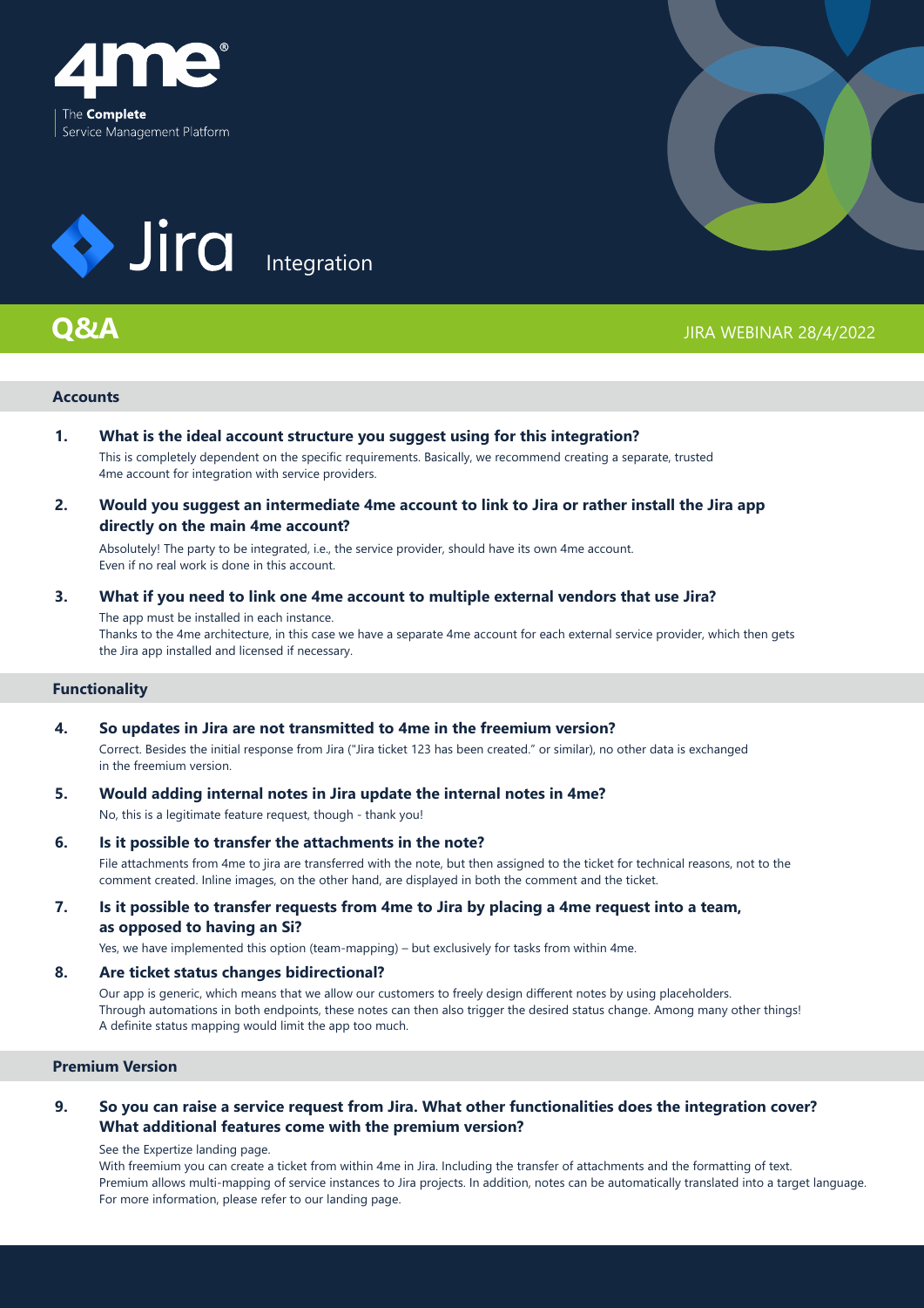4me

The **Complete** Service Management Platform

# Jira Integration

## Q&A

JIRA WEBINAR 28/4/2022

### Accounts

**1. What is the ideal account structure you suggest using for this integration?**

This is completely dependent on the specific requirements. Basically, we recommend creating a separate, trusted 4me account for integration with service providers.

**2. Would you suggest an intermediate 4me account to link to Jira or rather install the Jira app directly on the main 4me account?**

Absolutely! The party to be integrated, i.e., the service provider, should have its own 4me account. Even if no real work is done in this account.

**3. What if you need to link one 4me account to multiple external vendors that use Jira?**

The app must be installed in each instance.
Thanks to the 4me architecture, in this case we have a separate 4me account for each external service provider, which then gets the Jira app installed and licensed if necessary.

### Functionality

**4. So updates in Jira are not transmitted to 4me in the freemium version?**

Correct. Besides the initial response from Jira ("Jira ticket 123 has been created." or similar), no other data is exchanged in the freemium version.

**5. Would adding internal notes in Jira update the internal notes in 4me?**

No, this is a legitimate feature request, though - thank you!

**6. Is it possible to transfer the attachments in the note?**

File attachments from 4me to jira are transferred with the note, but then assigned to the ticket for technical reasons, not to the comment created. Inline images, on the other hand, are displayed in both the comment and the ticket.

**7. Is it possible to transfer requests from 4me to Jira by placing a 4me request into a team, as opposed to having an Si?**

Yes, we have implemented this option (team-mapping) – but exclusively for tasks from within 4me.

**8. Are ticket status changes bidirectional?**

Our app is generic, which means that we allow our customers to freely design different notes by using placeholders. Through automations in both endpoints, these notes can then also trigger the desired status change. Among many other things! A definite status mapping would limit the app too much.

### Premium Version

**9. So you can raise a service request from Jira. What other functionalities does the integration cover? What additional features come with the premium version?**

See the Expertize landing page.
With freemium you can create a ticket from within 4me in Jira. Including the transfer of attachments and the formatting of text.
Premium allows multi-mapping of service instances to Jira projects. In addition, notes can be automatically translated into a target language.
For more information, please refer to our landing page.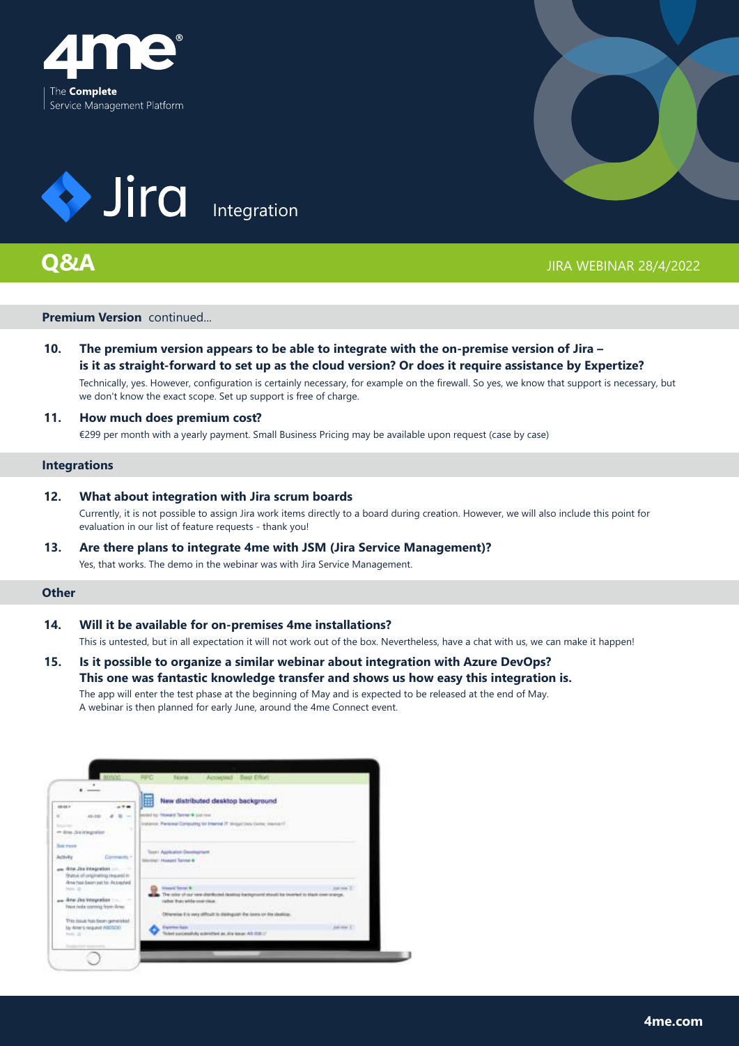4me

The Complete Service Management Platform

Jira Integration

# Q&A

JIRA WEBINAR 28/4/2022

## Premium Version continued...

**10. The premium version appears to be able to integrate with the on-premise version of Jira – is it as straight-forward to set up as the cloud version? Or does it require assistance by Expertize?**

Technically, yes. However, configuration is certainly necessary, for example on the firewall. So yes, we know that support is necessary, but we don't know the exact scope. Set up support is free of charge.

**11. How much does premium cost?**

€299 per month with a yearly payment. Small Business Pricing may be available upon request (case by case)

## Integrations

**12. What about integration with Jira scrum boards**

Currently, it is not possible to assign Jira work items directly to a board during creation. However, we will also include this point for evaluation in our list of feature requests - thank you!

**13. Are there plans to integrate 4me with JSM (Jira Service Management)?**

Yes, that works. The demo in the webinar was with Jira Service Management.

## Other

**14. Will it be available for on-premises 4me installations?**

This is untested, but in all expectation it will not work out of the box. Nevertheless, have a chat with us, we can make it happen!

**15. Is it possible to organize a similar webinar about integration with Azure DevOps? This one was fantastic knowledge transfer and shows us how easy this integration is.**

The app will enter the test phase at the beginning of May and is expected to be released at the end of May. A webinar is then planned for early June, around the 4me Connect event.

4me.com